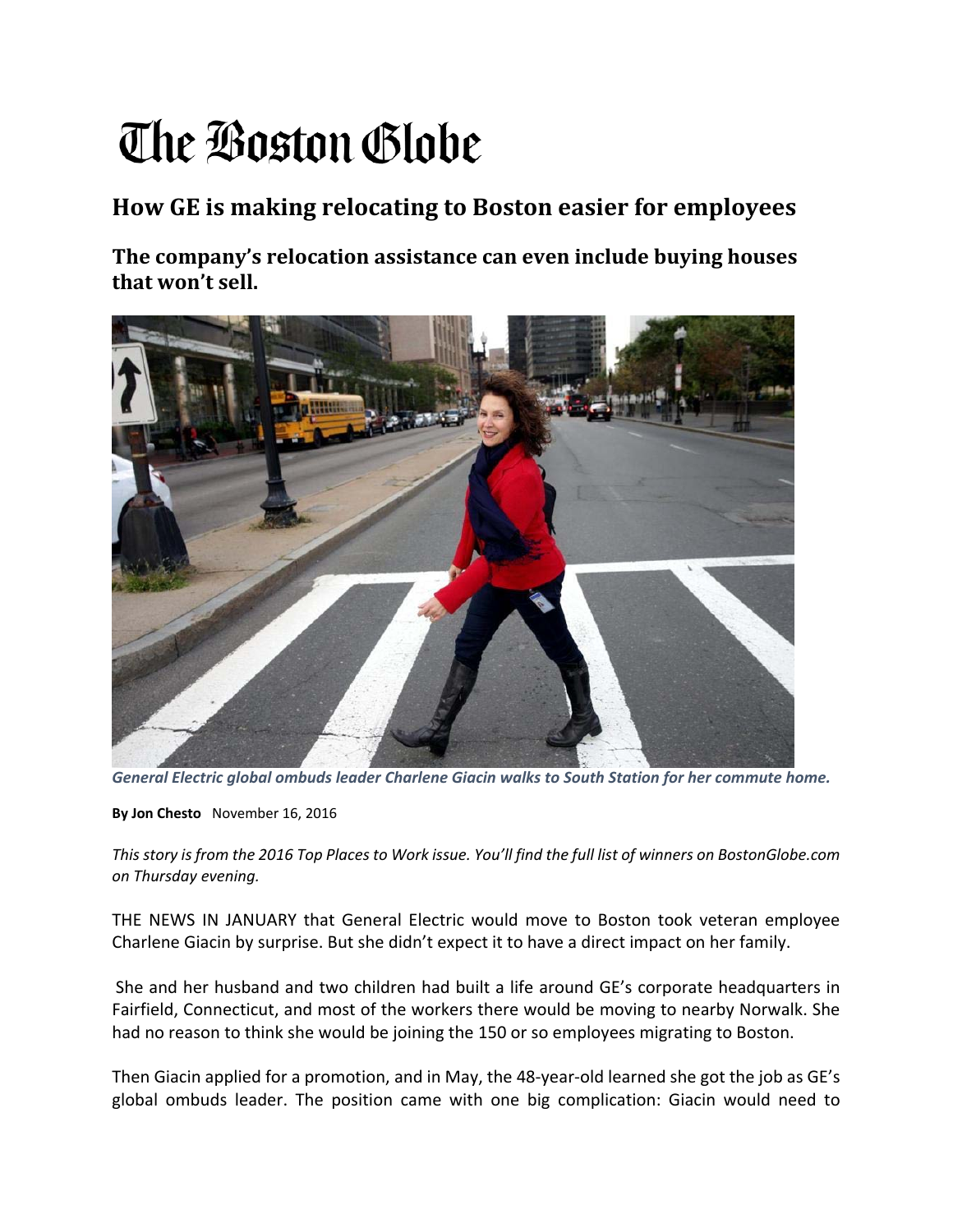# The Boston Globe

## How GE is making relocating to Boston easier for employees

### The company's relocation assistance can even include buying houses that won't sell.

*General Electric global ombuds leader Charlene Giacin walks to South Station for her commute home.*

**By Jon Chesto** November 16, 2016

*This story is from the 2016 Top Places to Work issue. You'll find the full list of winners on BostonGlobe.com on Thursday evening.*

THE NEWS IN JANUARY that General Electric would move to Boston took veteran employee Charlene Giacin by surprise. But she didn't expect it to have a direct impact on her family.

She and her husband and two children had built a life around GE's corporate headquarters in Fairfield, Connecticut, and most of the workers there would be moving to nearby Norwalk. She had no reason to think she would be joining the 150 or so employees migrating to Boston.

Then Giacin applied for a promotion, and in May, the 48-year-old learned she got the job as GE's global ombuds leader. The position came with one big complication: Giacin would need to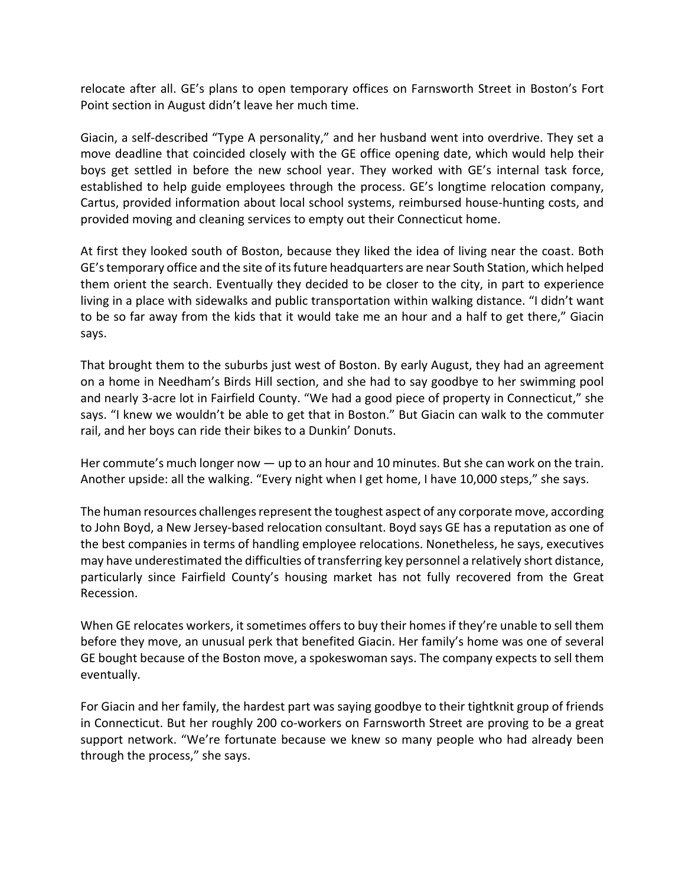relocate after all. GE's plans to open temporary offices on Farnsworth Street in Boston's Fort Point section in August didn't leave her much time.

Giacin, a self-described "Type A personality," and her husband went into overdrive. They set a move deadline that coincided closely with the GE office opening date, which would help their boys get settled in before the new school year. They worked with GE's internal task force, established to help guide employees through the process. GE's longtime relocation company, Cartus, provided information about local school systems, reimbursed house-hunting costs, and provided moving and cleaning services to empty out their Connecticut home.

At first they looked south of Boston, because they liked the idea of living near the coast. Both GE's temporary office and the site of its future headquarters are near South Station, which helped them orient the search. Eventually they decided to be closer to the city, in part to experience living in a place with sidewalks and public transportation within walking distance. "I didn't want to be so far away from the kids that it would take me an hour and a half to get there," Giacin says.

That brought them to the suburbs just west of Boston. By early August, they had an agreement on a home in Needham's Birds Hill section, and she had to say goodbye to her swimming pool and nearly 3-acre lot in Fairfield County. "We had a good piece of property in Connecticut," she says. "I knew we wouldn't be able to get that in Boston." But Giacin can walk to the commuter rail, and her boys can ride their bikes to a Dunkin' Donuts.

Her commute's much longer now — up to an hour and 10 minutes. But she can work on the train. Another upside: all the walking. "Every night when I get home, I have 10,000 steps," she says.

The human resources challenges represent the toughest aspect of any corporate move, according to John Boyd, a New Jersey-based relocation consultant. Boyd says GE has a reputation as one of the best companies in terms of handling employee relocations. Nonetheless, he says, executives may have underestimated the difficulties of transferring key personnel a relatively short distance, particularly since Fairfield County's housing market has not fully recovered from the Great Recession.

When GE relocates workers, it sometimes offers to buy their homes if they're unable to sell them before they move, an unusual perk that benefited Giacin. Her family's home was one of several GE bought because of the Boston move, a spokeswoman says. The company expects to sell them eventually.

For Giacin and her family, the hardest part was saying goodbye to their tightknit group of friends in Connecticut. But her roughly 200 co-workers on Farnsworth Street are proving to be a great support network. "We're fortunate because we knew so many people who had already been through the process," she says.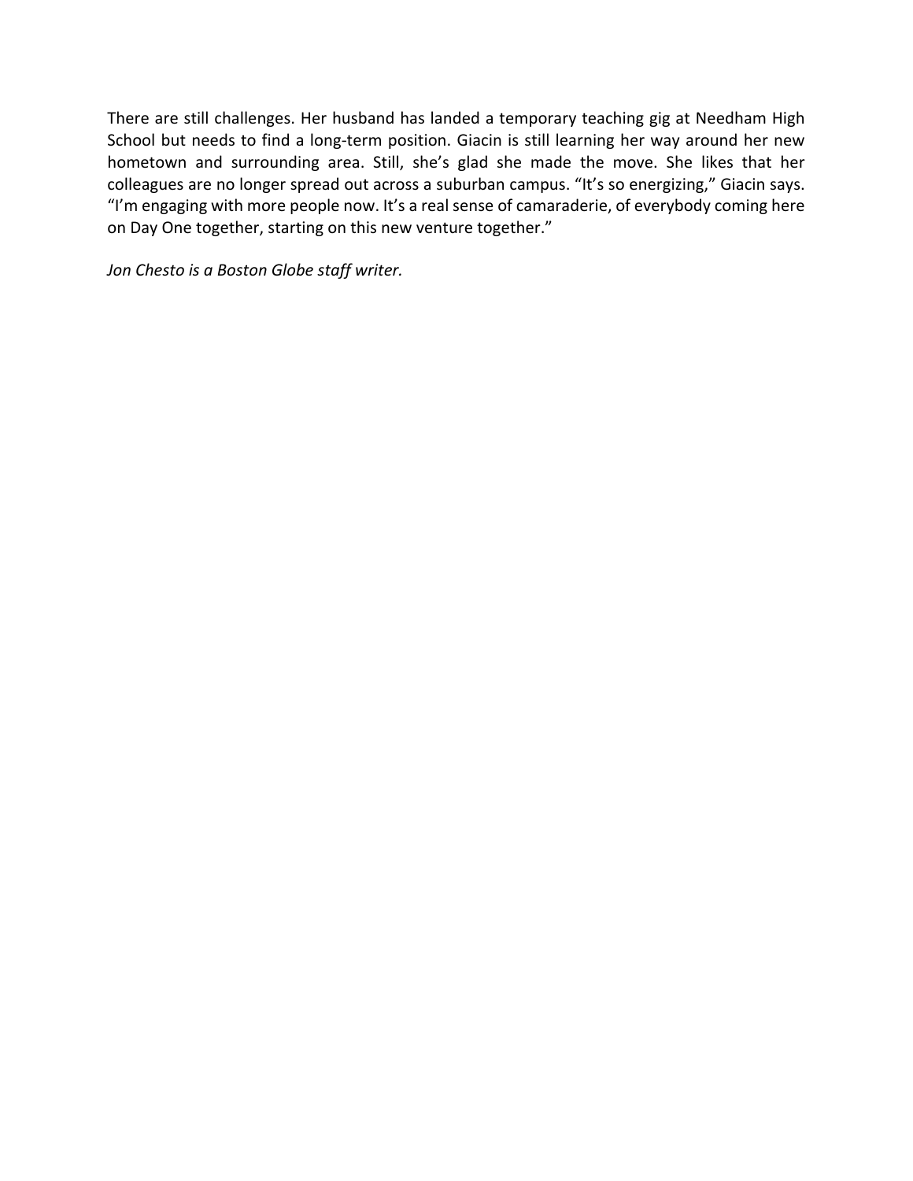There are still challenges. Her husband has landed a temporary teaching gig at Needham High School but needs to find a long-term position. Giacin is still learning her way around her new hometown and surrounding area. Still, she's glad she made the move. She likes that her colleagues are no longer spread out across a suburban campus. "It's so energizing," Giacin says. "I'm engaging with more people now. It's a real sense of camaraderie, of everybody coming here on Day One together, starting on this new venture together."

*Jon Chesto is a Boston Globe staff writer.*